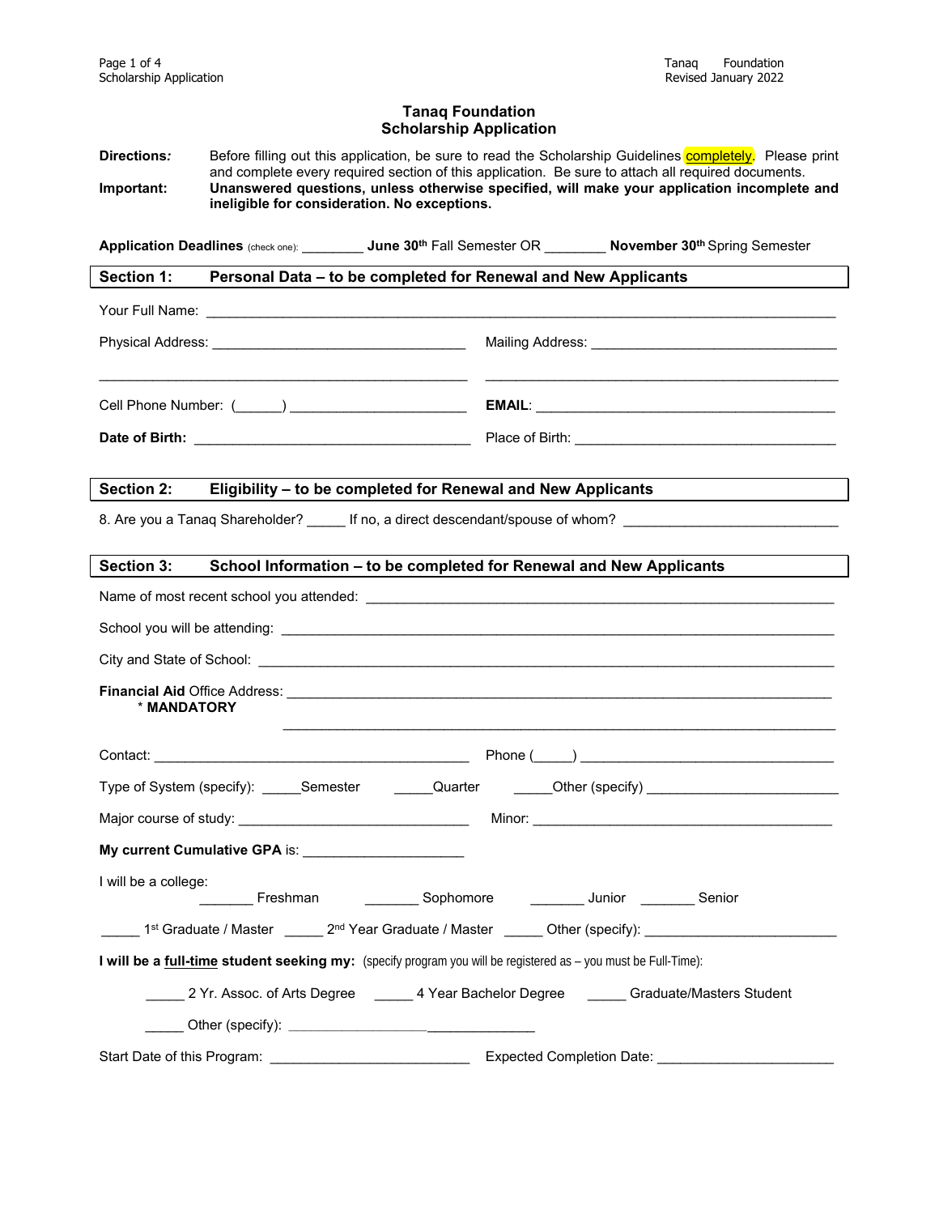# Tanaq Foundation
## Scholarship Application

**Directions:** Before filling out this application, be sure to read the Scholarship Guidelines completely. Please print and complete every required section of this application. Be sure to attach all required documents.

**Important:** **Unanswered questions, unless otherwise specified, will make your application incomplete and ineligible for consideration. No exceptions.**

**Application Deadlines** (check one): ________ **June 30th** Fall Semester OR ________ **November 30th** Spring Semester

## Section 1: Personal Data – to be completed for Renewal and New Applicants

Your Full Name: ______________________________________________________________

Physical Address: ______________________________ Mailing Address: ______________________________

______________________________ ______________________________

Cell Phone Number: (______) ______________________ **EMAIL**: ______________________________

**Date of Birth:** ______________________________ Place of Birth: ______________________________

## Section 2: Eligibility – to be completed for Renewal and New Applicants

8. Are you a Tanaq Shareholder? _____ If no, a direct descendant/spouse of whom? ______________________

## Section 3: School Information – to be completed for Renewal and New Applicants

Name of most recent school you attended: ______________________________________________

School you will be attending: ______________________________________________

City and State of School: ______________________________________________

**Financial Aid** Office Address: ______________________________________________
\* **MANDATORY**

______________________________________________

Contact: ______________________________ Phone (_____) ______________________________

Type of System (specify): _____Semester _____Quarter _____Other (specify) ______________________

Major course of study: ______________________________ Minor: ______________________________

**My current Cumulative GPA** is: ____________________

I will be a college:
_______ Freshman _______ Sophomore _______ Junior _______ Senior

_____ 1st Graduate / Master _____ 2nd Year Graduate / Master _____ Other (specify): ______________________

**I will be a full-time student seeking my:** (specify program you will be registered as – you must be Full-Time):

_____ 2 Yr. Assoc. of Arts Degree _____ 4 Year Bachelor Degree _____ Graduate/Masters Student

_____ Other (specify): ______________________

Start Date of this Program: ______________________ Expected Completion Date: ______________________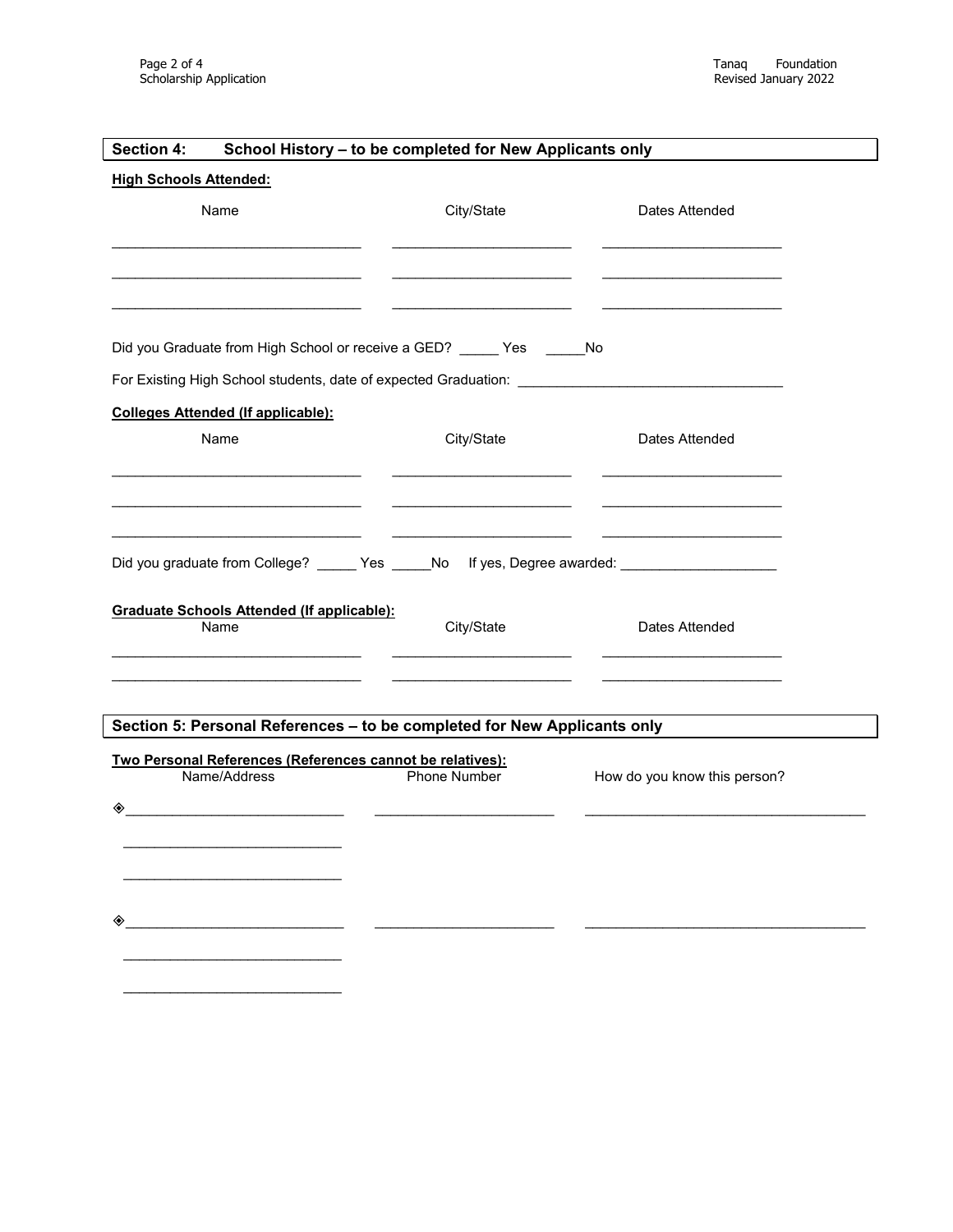## Section 4: School History – to be completed for New Applicants only

**High Schools Attended:**

| Name | City/State | Dates Attended |
|---|---|---|
| _______________ | _______________ | _______________ |
| _______________ | _______________ | _______________ |
| _______________ | _______________ | _______________ |

Did you Graduate from High School or receive a GED? _____ Yes _____No

For Existing High School students, date of expected Graduation: _______________________________

**Colleges Attended (If applicable):**

| Name | City/State | Dates Attended |
|---|---|---|
| _______________ | _______________ | _______________ |
| _______________ | _______________ | _______________ |
| _______________ | _______________ | _______________ |

Did you graduate from College? _____ Yes _____No If yes, Degree awarded: ___________________

**Graduate Schools Attended (If applicable):**

| Name | City/State | Dates Attended |
|---|---|---|
| _______________ | _______________ | _______________ |
| _______________ | _______________ | _______________ |

## Section 5: Personal References – to be completed for New Applicants only

**Two Personal References (References cannot be relatives):**

| Name/Address | Phone Number | How do you know this person? |
|---|---|---|
| ◈ _______________ | _______________ | _______________ |
| _______________ | | |
| _______________ | | |
| ◈ _______________ | _______________ | _______________ |
| _______________ | | |
| _______________ | | |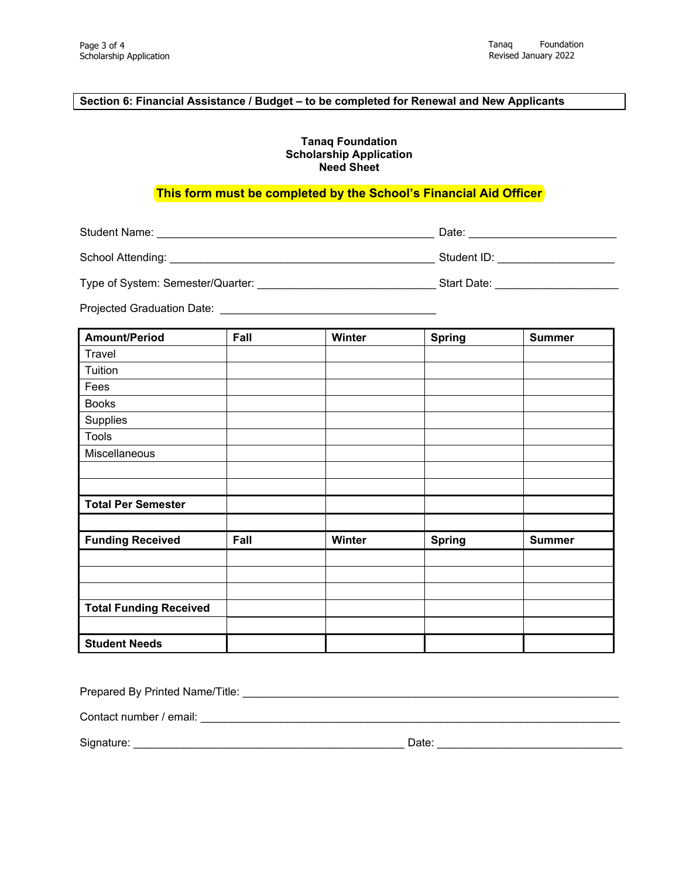**Section 6: Financial Assistance / Budget – to be completed for Renewal and New Applicants**

**Tanaq Foundation**
**Scholarship Application**
**Need Sheet**

**This form must be completed by the School's Financial Aid Officer**

Student Name: _____________________________________________ Date: _______________________

School Attending: __________________________________________ Student ID: ___________________

Type of System: Semester/Quarter: ____________________________ Start Date: ____________________

Projected Graduation Date: ___________________________________

| **Amount/Period** | **Fall** | **Winter** | **Spring** | **Summer** |
|---|---|---|---|---|
| Travel | | | | |
| Tuition | | | | |
| Fees | | | | |
| Books | | | | |
| Supplies | | | | |
| Tools | | | | |
| Miscellaneous | | | | |
| | | | | |
| | | | | |
| **Total Per Semester** | | | | |
| | | | | |
| **Funding Received** | **Fall** | **Winter** | **Spring** | **Summer** |
| | | | | |
| | | | | |
| | | | | |
| **Total Funding Received** | | | | |
| | | | | |
| **Student Needs** | | | | |

Prepared By Printed Name/Title: ______________________________________________________________

Contact number / email: _____________________________________________________________________

Signature: ____________________________________________ Date: ______________________________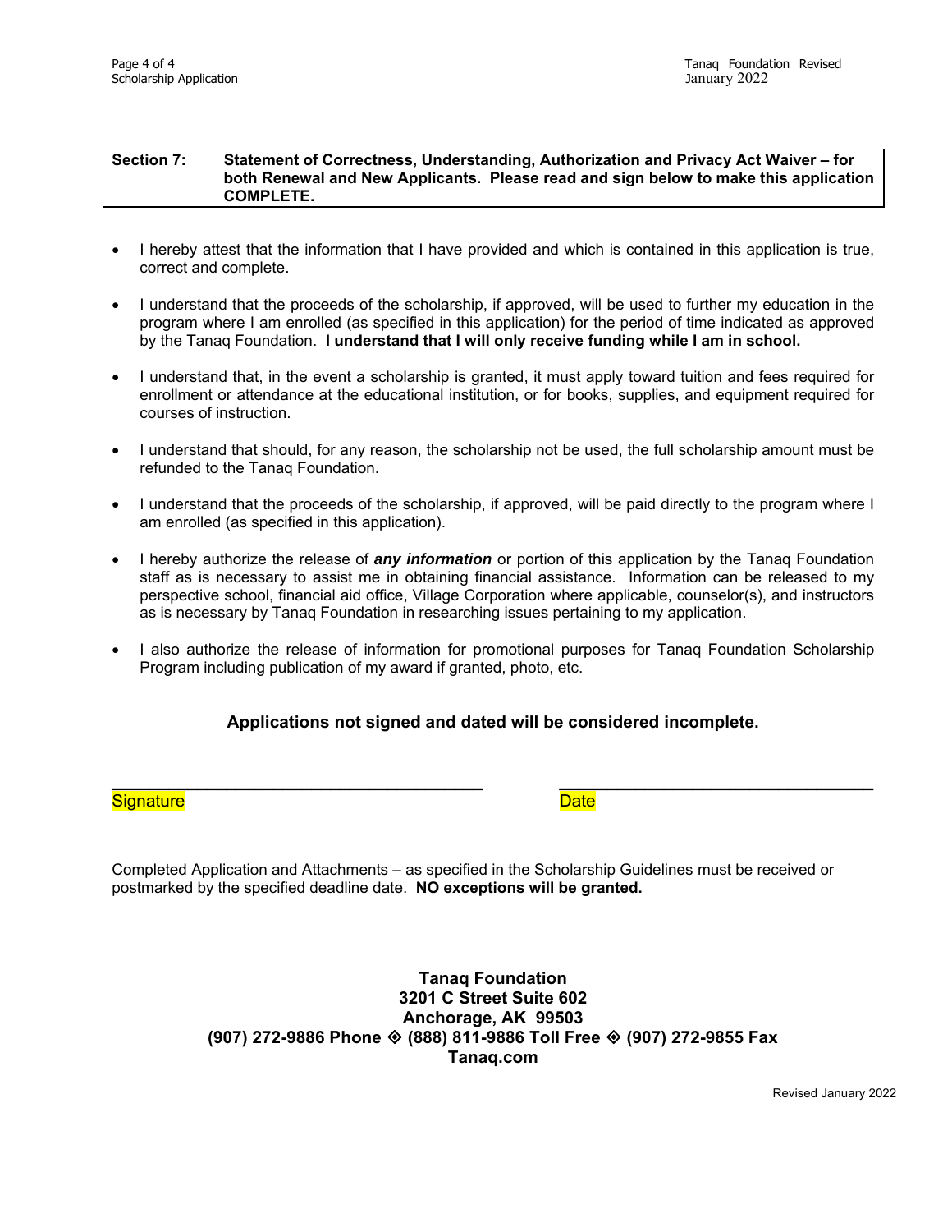**Section 7: Statement of Correctness, Understanding, Authorization and Privacy Act Waiver – for both Renewal and New Applicants. Please read and sign below to make this application COMPLETE.**

- I hereby attest that the information that I have provided and which is contained in this application is true, correct and complete.
- I understand that the proceeds of the scholarship, if approved, will be used to further my education in the program where I am enrolled (as specified in this application) for the period of time indicated as approved by the Tanaq Foundation. **I understand that I will only receive funding while I am in school.**
- I understand that, in the event a scholarship is granted, it must apply toward tuition and fees required for enrollment or attendance at the educational institution, or for books, supplies, and equipment required for courses of instruction.
- I understand that should, for any reason, the scholarship not be used, the full scholarship amount must be refunded to the Tanaq Foundation.
- I understand that the proceeds of the scholarship, if approved, will be paid directly to the program where I am enrolled (as specified in this application).
- I hereby authorize the release of ***any information*** or portion of this application by the Tanaq Foundation staff as is necessary to assist me in obtaining financial assistance. Information can be released to my perspective school, financial aid office, Village Corporation where applicable, counselor(s), and instructors as is necessary by Tanaq Foundation in researching issues pertaining to my application.
- I also authorize the release of information for promotional purposes for Tanaq Foundation Scholarship Program including publication of my award if granted, photo, etc.

**Applications not signed and dated will be considered incomplete.**

\_\_\_\_\_\_\_\_\_\_\_\_\_\_\_\_\_\_\_\_\_\_\_\_\_\_\_\_\_\_\_\_\_\_\_\_\_\_\_\_ \_\_\_\_\_\_\_\_\_\_\_\_\_\_\_\_\_\_\_\_\_\_\_\_\_\_\_\_\_\_\_\_\_\_\_\_

Signature Date

Completed Application and Attachments – as specified in the Scholarship Guidelines must be received or postmarked by the specified deadline date. **NO exceptions will be granted.**

**Tanaq Foundation**
**3201 C Street Suite 602**
**Anchorage, AK 99503**
**(907) 272-9886 Phone ◈ (888) 811-9886 Toll Free ◈ (907) 272-9855 Fax**
**Tanaq.com**